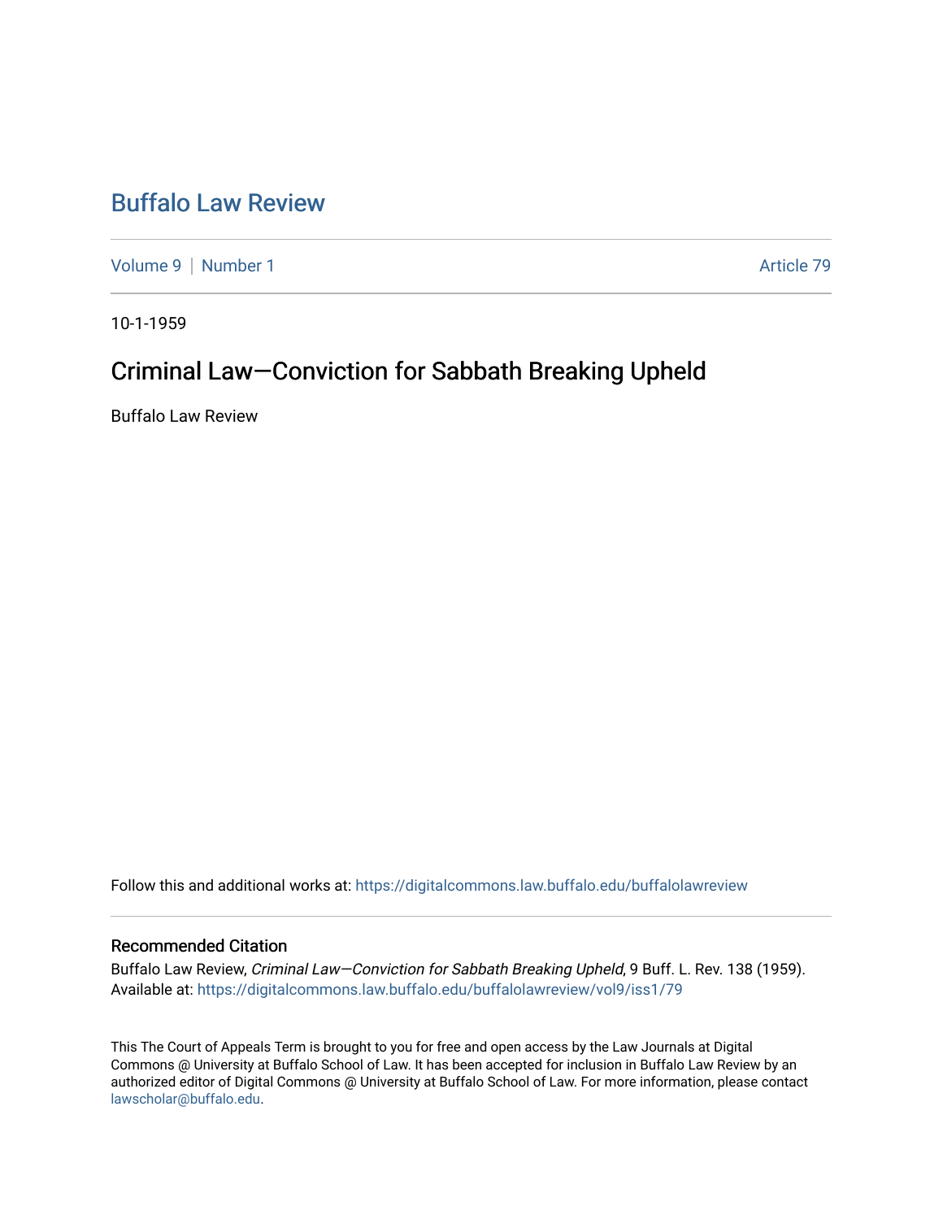# Buffalo Law Review

Volume 9 | Number 1 Article 79

10-1-1959

## Criminal Law—Conviction for Sabbath Breaking Upheld

Buffalo Law Review

Follow this and additional works at: https://digitalcommons.law.buffalo.edu/buffalolawreview

### Recommended Citation

Buffalo Law Review, *Criminal Law—Conviction for Sabbath Breaking Upheld*, 9 Buff. L. Rev. 138 (1959).
Available at: https://digitalcommons.law.buffalo.edu/buffalolawreview/vol9/iss1/79

This The Court of Appeals Term is brought to you for free and open access by the Law Journals at Digital Commons @ University at Buffalo School of Law. It has been accepted for inclusion in Buffalo Law Review by an authorized editor of Digital Commons @ University at Buffalo School of Law. For more information, please contact lawscholar@buffalo.edu.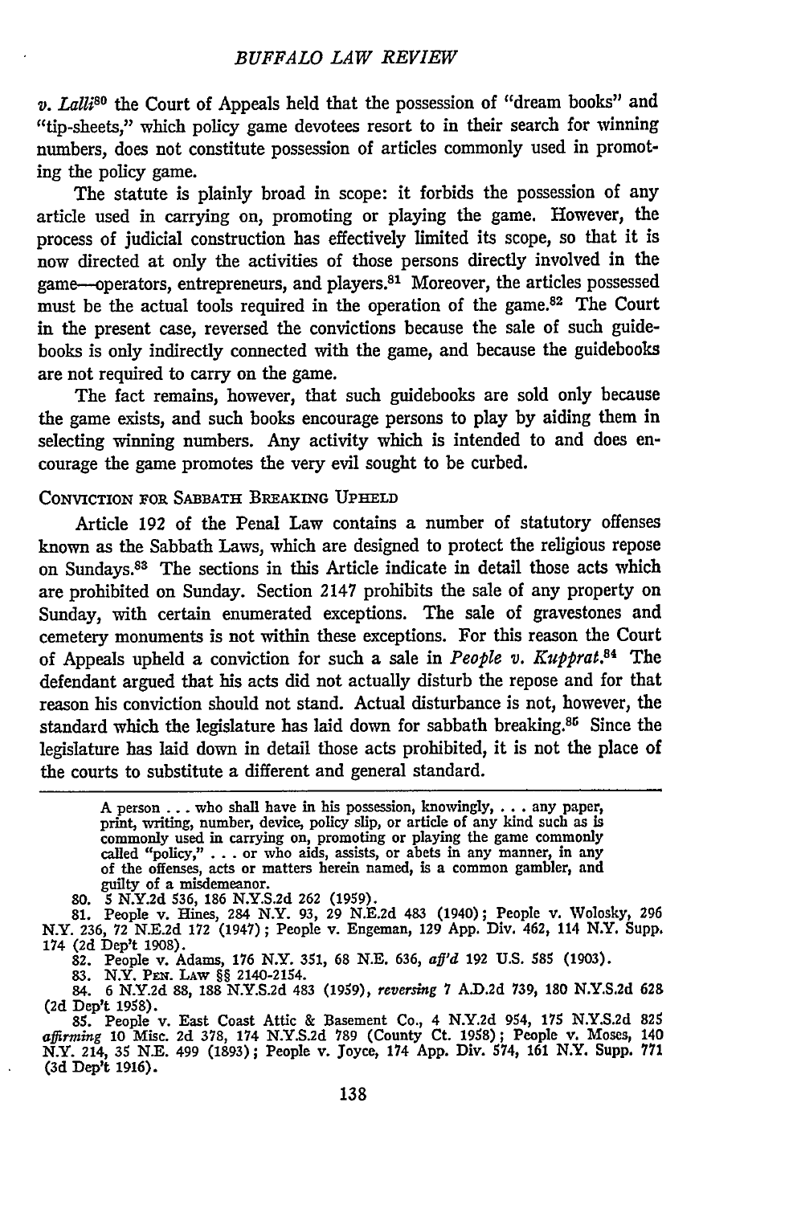*v. Lalli*[80] the Court of Appeals held that the possession of "dream books" and "tip-sheets," which policy game devotees resort to in their search for winning numbers, does not constitute possession of articles commonly used in promoting the policy game.

The statute is plainly broad in scope: it forbids the possession of any article used in carrying on, promoting or playing the game. However, the process of judicial construction has effectively limited its scope, so that it is now directed at only the activities of those persons directly involved in the game—operators, entrepreneurs, and players.[81] Moreover, the articles possessed must be the actual tools required in the operation of the game.[82] The Court in the present case, reversed the convictions because the sale of such guidebooks is only indirectly connected with the game, and because the guidebooks are not required to carry on the game.

The fact remains, however, that such guidebooks are sold only because the game exists, and such books encourage persons to play by aiding them in selecting winning numbers. Any activity which is intended to and does encourage the game promotes the very evil sought to be curbed.

### Conviction for Sabbath Breaking Upheld

Article 192 of the Penal Law contains a number of statutory offenses known as the Sabbath Laws, which are designed to protect the religious repose on Sundays.[83] The sections in this Article indicate in detail those acts which are prohibited on Sunday. Section 2147 prohibits the sale of any property on Sunday, with certain enumerated exceptions. The sale of gravestones and cemetery monuments is not within these exceptions. For this reason the Court of Appeals upheld a conviction for such a sale in *People v. Kupprat*.[84] The defendant argued that his acts did not actually disturb the repose and for that reason his conviction should not stand. Actual disturbance is not, however, the standard which the legislature has laid down for sabbath breaking.[85] Since the legislature has laid down in detail those acts prohibited, it is not the place of the courts to substitute a different and general standard.

---

> A person . . . who shall have in his possession, knowingly, . . . any paper, print, writing, number, device, policy slip, or article of any kind such as is commonly used in carrying on, promoting or playing the game commonly called "policy," . . . or who aids, assists, or abets in any manner, in any of the offenses, acts or matters herein named, is a common gambler, and guilty of a misdemeanor.

80. 5 N.Y.2d 536, 186 N.Y.S.2d 262 (1959).

81. People v. Hines, 284 N.Y. 93, 29 N.E.2d 483 (1940); People v. Wolosky, 296 N.Y. 236, 72 N.E.2d 172 (1947); People v. Engeman, 129 App. Div. 462, 114 N.Y. Supp. 174 (2d Dep't 1908).

82. People v. Adams, 176 N.Y. 351, 68 N.E. 636, *aff'd* 192 U.S. 585 (1903).

83. N.Y. Pen. Law §§ 2140-2154.

84. 6 N.Y.2d 88, 188 N.Y.S.2d 483 (1959), *reversing* 7 A.D.2d 739, 180 N.Y.S.2d 628 (2d Dep't 1958).

85. People v. East Coast Attic & Basement Co., 4 N.Y.2d 954, 175 N.Y.S.2d 825 *affirming* 10 Misc. 2d 378, 174 N.Y.S.2d 789 (County Ct. 1958); People v. Moses, 140 N.Y. 214, 35 N.E. 499 (1893); People v. Joyce, 174 App. Div. 574, 161 N.Y. Supp. 771 (3d Dep't 1916).